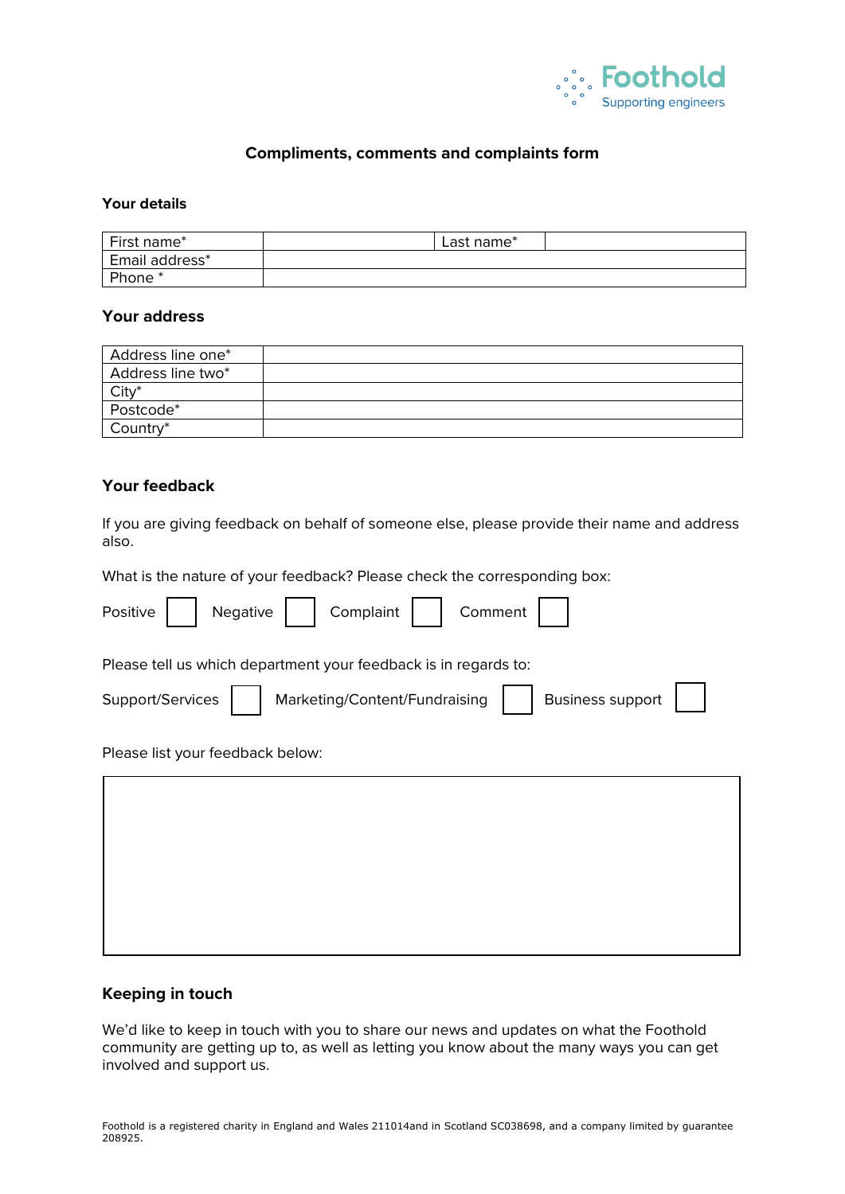Foothold
Supporting engineers

# Compliments, comments and complaints form

## Your details

| First name* | | Last name* | |
|---|---|---|---|
| Email address* | | | |
| Phone * | | | |

## Your address

| Address line one* | |
|---|---|
| Address line two* | |
| City* | |
| Postcode* | |
| Country* | |

## Your feedback

If you are giving feedback on behalf of someone else, please provide their name and address also.

What is the nature of your feedback? Please check the corresponding box:

Positive ☐ Negative ☐ Complaint ☐ Comment ☐

Please tell us which department your feedback is in regards to:

Support/Services ☐ Marketing/Content/Fundraising ☐ Business support ☐

Please list your feedback below:

| |
|---|
| |

## Keeping in touch

We'd like to keep in touch with you to share our news and updates on what the Foothold community are getting up to, as well as letting you know about the many ways you can get involved and support us.

Foothold is a registered charity in England and Wales 211014and in Scotland SC038698, and a company limited by guarantee 208925.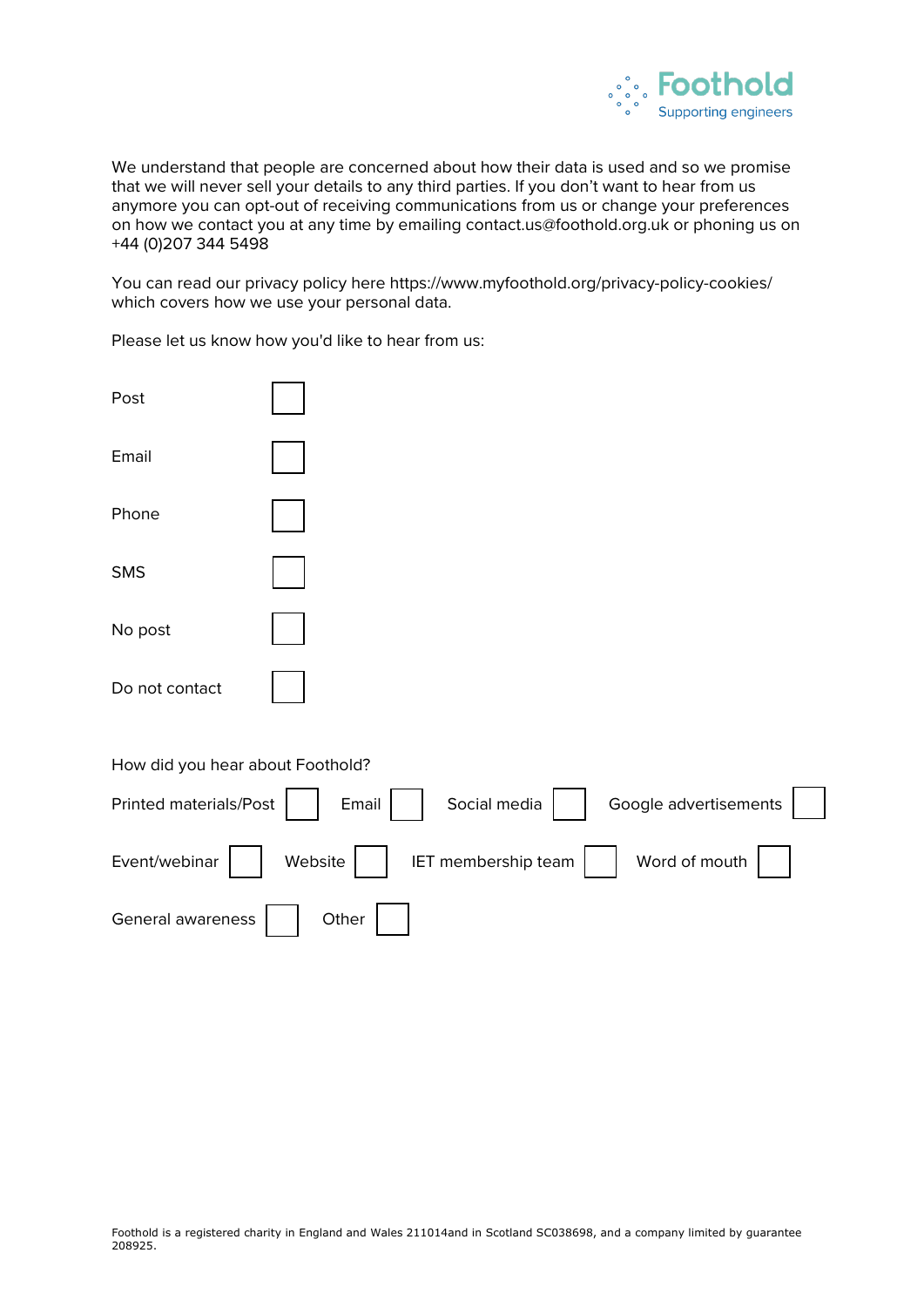We understand that people are concerned about how their data is used and so we promise that we will never sell your details to any third parties. If you don't want to hear from us anymore you can opt-out of receiving communications from us or change your preferences on how we contact you at any time by emailing contact.us@foothold.org.uk or phoning us on +44 (0)207 344 5498

You can read our privacy policy here https://www.myfoothold.org/privacy-policy-cookies/ which covers how we use your personal data.

Please let us know how you'd like to hear from us:

- Post ☐
- Email ☐
- Phone ☐
- SMS ☐
- No post ☐
- Do not contact ☐

How did you hear about Foothold?

Printed materials/Post ☐ Email ☐ Social media ☐ Google advertisements ☐

Event/webinar ☐ Website ☐ IET membership team ☐ Word of mouth ☐

General awareness ☐ Other ☐

Foothold is a registered charity in England and Wales 211014and in Scotland SC038698, and a company limited by guarantee 208925.